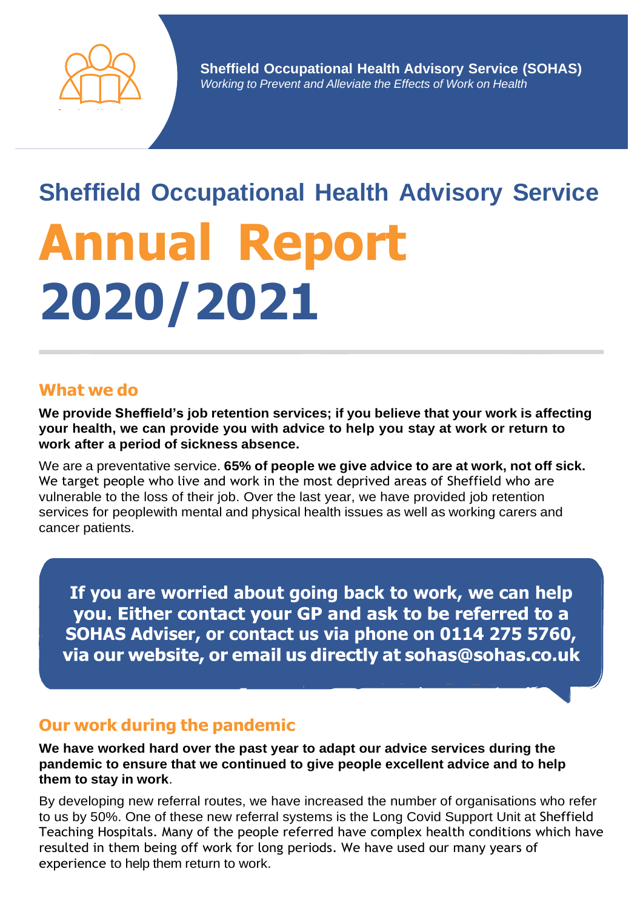**Sheffield Occupational Health Advisory Service (SOHAS)**
*Working to Prevent and Alleviate the Effects of Work on Health*

## Sheffield Occupational Health Advisory Service

# Annual Report 2020/2021

## What we do

**We provide Sheffield's job retention services; if you believe that your work is affecting your health, we can provide you with advice to help you stay at work or return to work after a period of sickness absence.**

We are a preventative service. **65% of people we give advice to are at work, not off sick.** We target people who live and work in the most deprived areas of Sheffield who are vulnerable to the loss of their job. Over the last year, we have provided job retention services for peoplewith mental and physical health issues as well as working carers and cancer patients.

**If you are worried about going back to work, we can help you. Either contact your GP and ask to be referred to a SOHAS Adviser, or contact us via phone on 0114 275 5760, via our website, or email us directly at sohas@sohas.co.uk**

## Our work during the pandemic

**We have worked hard over the past year to adapt our advice services during the pandemic to ensure that we continued to give people excellent advice and to help them to stay in work**.

By developing new referral routes, we have increased the number of organisations who refer to us by 50%. One of these new referral systems is the Long Covid Support Unit at Sheffield Teaching Hospitals. Many of the people referred have complex health conditions which have resulted in them being off work for long periods. We have used our many years of experience to help them return to work.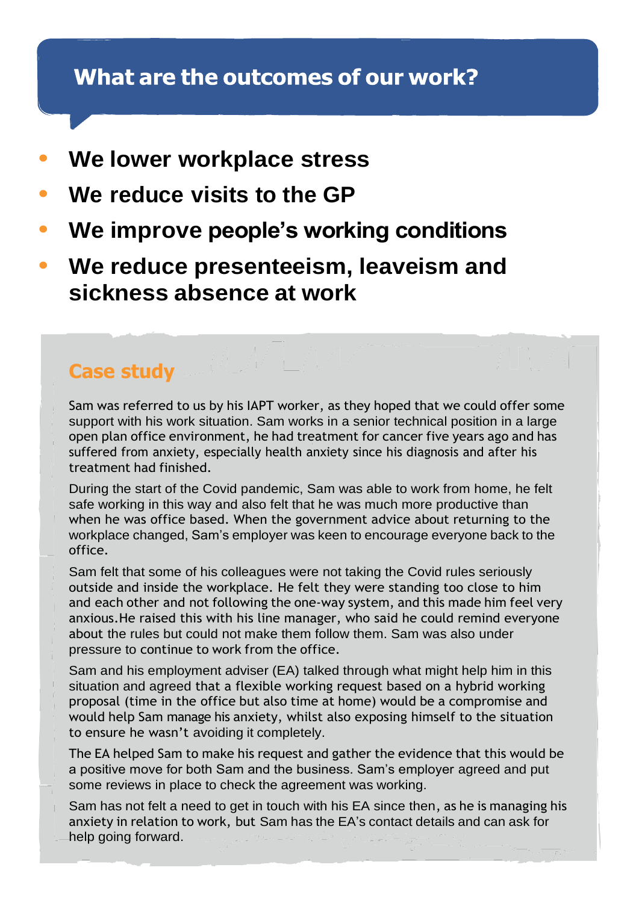## What are the outcomes of our work?

- **We lower workplace stress**
- **We reduce visits to the GP**
- **We improve people's working conditions**
- **We reduce presenteeism, leaveism and sickness absence at work**

### Case study

Sam was referred to us by his IAPT worker, as they hoped that we could offer some support with his work situation. Sam works in a senior technical position in a large open plan office environment, he had treatment for cancer five years ago and has suffered from anxiety, especially health anxiety since his diagnosis and after his treatment had finished.

During the start of the Covid pandemic, Sam was able to work from home, he felt safe working in this way and also felt that he was much more productive than when he was office based. When the government advice about returning to the workplace changed, Sam's employer was keen to encourage everyone back to the office.

Sam felt that some of his colleagues were not taking the Covid rules seriously outside and inside the workplace. He felt they were standing too close to him and each other and not following the one-way system, and this made him feel very anxious.He raised this with his line manager, who said he could remind everyone about the rules but could not make them follow them. Sam was also under pressure to continue to work from the office.

Sam and his employment adviser (EA) talked through what might help him in this situation and agreed that a flexible working request based on a hybrid working proposal (time in the office but also time at home) would be a compromise and would help Sam manage his anxiety, whilst also exposing himself to the situation to ensure he wasn't avoiding it completely.

The EA helped Sam to make his request and gather the evidence that this would be a positive move for both Sam and the business. Sam's employer agreed and put some reviews in place to check the agreement was working.

Sam has not felt a need to get in touch with his EA since then, as he is managing his anxiety in relation to work, but Sam has the EA's contact details and can ask for help going forward.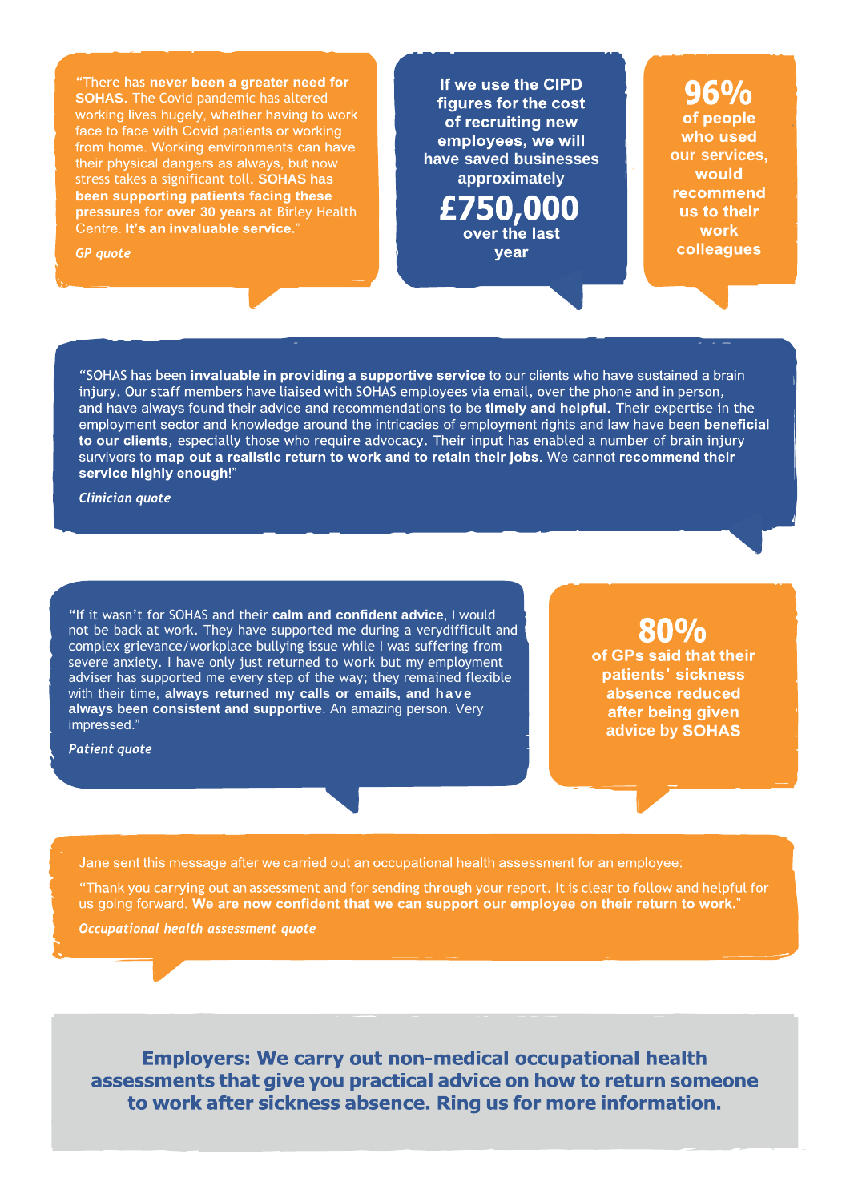"There has **never been a greater need for SOHAS**. The Covid pandemic has altered working lives hugely, whether having to work face to face with Covid patients or working from home. Working environments can have their physical dangers as always, but now stress takes a significant toll. **SOHAS has been supporting patients facing these pressures for over 30 years** at Birley Health Centre. **It's an invaluable service.**"

*GP quote*

**If we use the CIPD figures for the cost of recruiting new employees, we will have saved businesses approximately**

**£750,000**

**over the last year**

**96%**

**of people who used our services, would recommend us to their work colleagues**

"SOHAS has been **invaluable in providing a supportive service** to our clients who have sustained a brain injury. Our staff members have liaised with SOHAS employees via email, over the phone and in person, and have always found their advice and recommendations to be **timely and helpful**. Their expertise in the employment sector and knowledge around the intricacies of employment rights and law have been **beneficial to our clients**, especially those who require advocacy. Their input has enabled a number of brain injury survivors to **map out a realistic return to work and to retain their jobs**. We cannot **recommend their service highly enough**!"

*Clinician quote*

"If it wasn't for SOHAS and their **calm and confident advice**, I would not be back at work. They have supported me during a verydifficult and complex grievance/workplace bullying issue while I was suffering from severe anxiety. I have only just returned to work but my employment adviser has supported me every step of the way; they remained flexible with their time, **always returned my calls or emails, and have always been consistent and supportive**. An amazing person. Very impressed."

*Patient quote*

**80%**

**of GPs said that their patients' sickness absence reduced after being given advice by SOHAS**

Jane sent this message after we carried out an occupational health assessment for an employee:

"Thank you carrying out an assessment and for sending through your report. It is clear to follow and helpful for us going forward. **We are now confident that we can support our employee on their return to work.**"

*Occupational health assessment quote*

**Employers: We carry out non-medical occupational health assessments that give you practical advice on how to return someone to work after sickness absence. Ring us for more information.**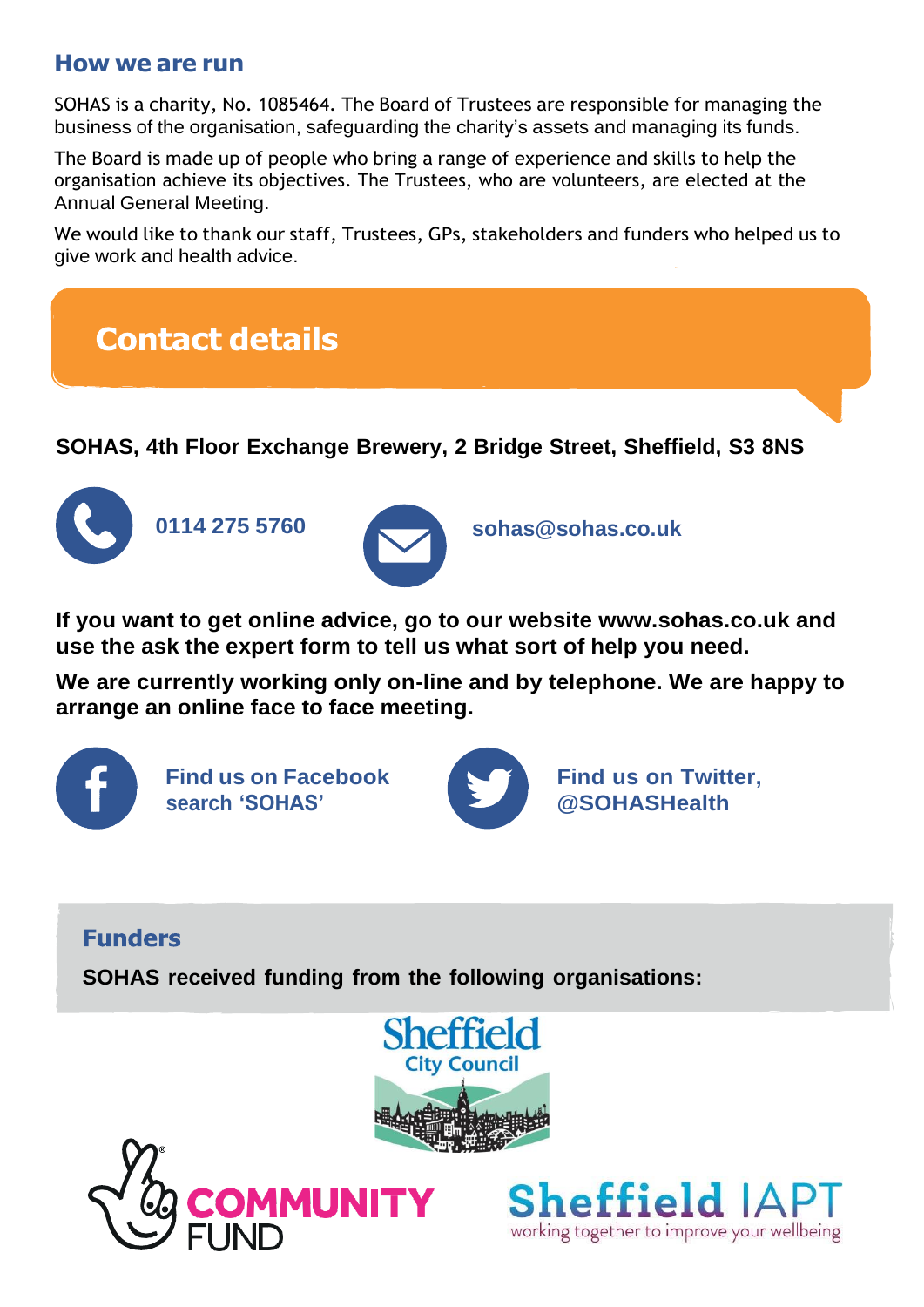## How we are run

SOHAS is a charity, No. 1085464. The Board of Trustees are responsible for managing the business of the organisation, safeguarding the charity's assets and managing its funds.

The Board is made up of people who bring a range of experience and skills to help the organisation achieve its objectives. The Trustees, who are volunteers, are elected at the Annual General Meeting.

We would like to thank our staff, Trustees, GPs, stakeholders and funders who helped us to give work and health advice.

## Contact details

**SOHAS, 4th Floor Exchange Brewery, 2 Bridge Street, Sheffield, S3 8NS**

**0114 275 5760**

**sohas@sohas.co.uk**

**If you want to get online advice, go to our website www.sohas.co.uk and use the ask the expert form to tell us what sort of help you need.**

**We are currently working only on-line and by telephone. We are happy to arrange an online face to face meeting.**

**Find us on Facebook search 'SOHAS'**

**Find us on Twitter, @SOHASHealth**

## Funders

**SOHAS received funding from the following organisations:**

Sheffield City Council

COMMUNITY FUND

Sheffield IAPT
working together to improve your wellbeing